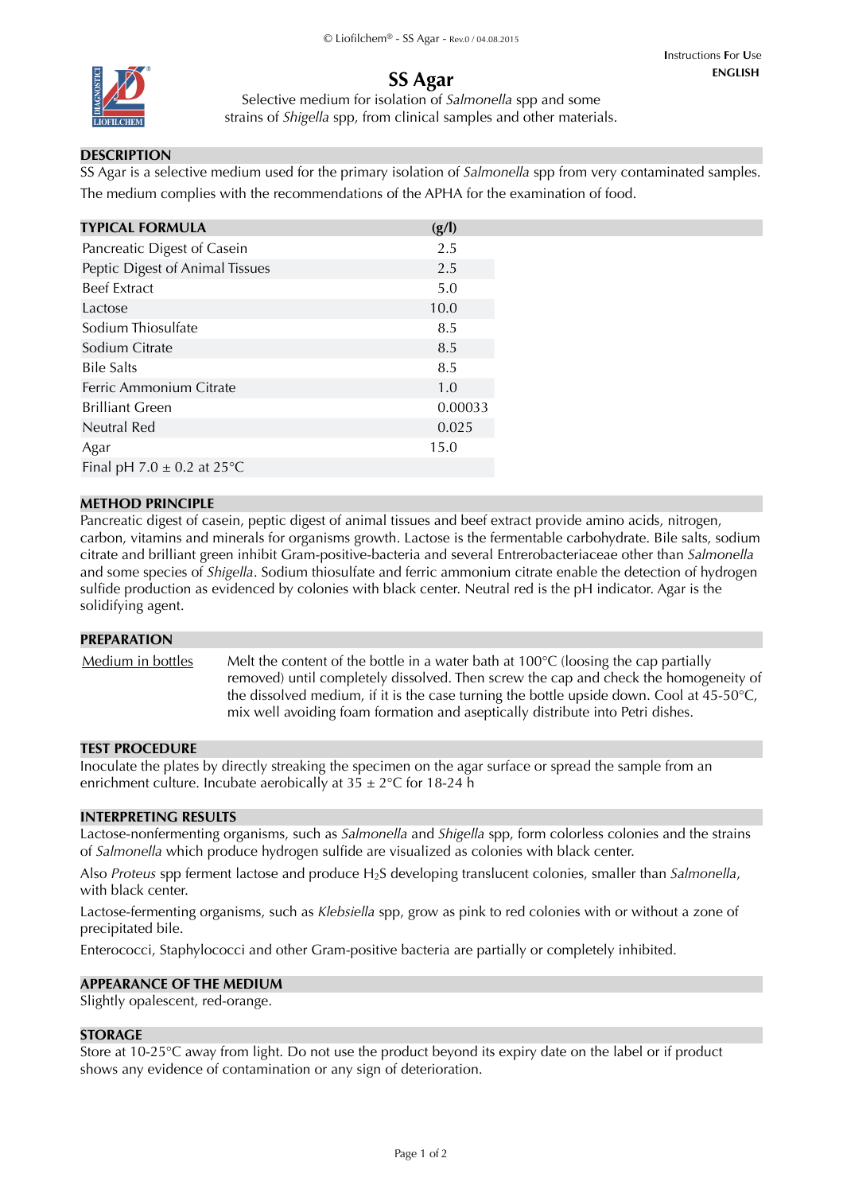Instructions For Use
ENGLISH

# SS Agar

Selective medium for isolation of *Salmonella* spp and some strains of *Shigella* spp, from clinical samples and other materials.

## DESCRIPTION

SS Agar is a selective medium used for the primary isolation of *Salmonella* spp from very contaminated samples. The medium complies with the recommendations of the APHA for the examination of food.

| TYPICAL FORMULA | (g/l) |
|---|---|
| Pancreatic Digest of Casein | 2.5 |
| Peptic Digest of Animal Tissues | 2.5 |
| Beef Extract | 5.0 |
| Lactose | 10.0 |
| Sodium Thiosulfate | 8.5 |
| Sodium Citrate | 8.5 |
| Bile Salts | 8.5 |
| Ferric Ammonium Citrate | 1.0 |
| Brilliant Green | 0.00033 |
| Neutral Red | 0.025 |
| Agar | 15.0 |
| Final pH 7.0 ± 0.2 at 25°C | |

## METHOD PRINCIPLE

Pancreatic digest of casein, peptic digest of animal tissues and beef extract provide amino acids, nitrogen, carbon, vitamins and minerals for organisms growth. Lactose is the fermentable carbohydrate. Bile salts, sodium citrate and brilliant green inhibit Gram-positive-bacteria and several Entrerobacteriaceae other than *Salmonella* and some species of *Shigella*. Sodium thiosulfate and ferric ammonium citrate enable the detection of hydrogen sulfide production as evidenced by colonies with black center. Neutral red is the pH indicator. Agar is the solidifying agent.

## PREPARATION

<u>Medium in bottles</u> Melt the content of the bottle in a water bath at 100°C (loosing the cap partially removed) until completely dissolved. Then screw the cap and check the homogeneity of the dissolved medium, if it is the case turning the bottle upside down. Cool at 45-50°C, mix well avoiding foam formation and aseptically distribute into Petri dishes.

## TEST PROCEDURE

Inoculate the plates by directly streaking the specimen on the agar surface or spread the sample from an enrichment culture. Incubate aerobically at 35 ± 2°C for 18-24 h

## INTERPRETING RESULTS

Lactose-nonfermenting organisms, such as *Salmonella* and *Shigella* spp, form colorless colonies and the strains of *Salmonella* which produce hydrogen sulfide are visualized as colonies with black center.

Also *Proteus* spp ferment lactose and produce $H_2S$ developing translucent colonies, smaller than *Salmonella*, with black center.

Lactose-fermenting organisms, such as *Klebsiella* spp, grow as pink to red colonies with or without a zone of precipitated bile.

Enterococci, Staphylococci and other Gram-positive bacteria are partially or completely inhibited.

## APPEARANCE OF THE MEDIUM

Slightly opalescent, red-orange.

## STORAGE

Store at 10-25°C away from light. Do not use the product beyond its expiry date on the label or if product shows any evidence of contamination or any sign of deterioration.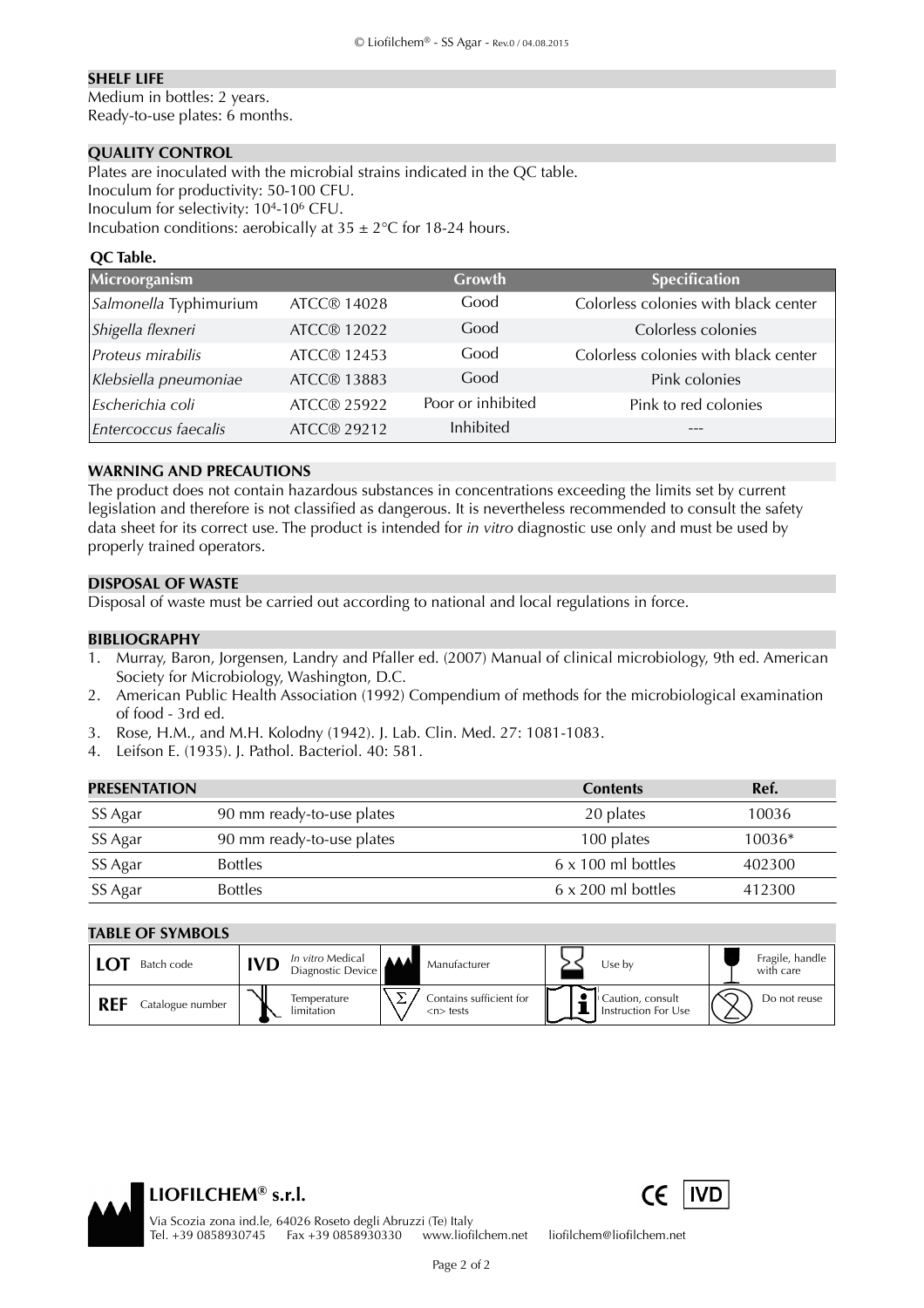## SHELF LIFE

Medium in bottles: 2 years.
Ready-to-use plates: 6 months.

## QUALITY CONTROL

Plates are inoculated with the microbial strains indicated in the QC table.
Inoculum for productivity: 50-100 CFU.
Inoculum for selectivity: $10^4$-$10^6$ CFU.
Incubation conditions: aerobically at 35 ± 2°C for 18-24 hours.

**QC Table.**

| Microorganism | | Growth | Specification |
|---|---|---|---|
| *Salmonella* Typhimurium | ATCC® 14028 | Good | Colorless colonies with black center |
| *Shigella flexneri* | ATCC® 12022 | Good | Colorless colonies |
| *Proteus mirabilis* | ATCC® 12453 | Good | Colorless colonies with black center |
| *Klebsiella pneumoniae* | ATCC® 13883 | Good | Pink colonies |
| *Escherichia coli* | ATCC® 25922 | Poor or inhibited | Pink to red colonies |
| *Entercoccus faecalis* | ATCC® 29212 | Inhibited | --- |

## WARNING AND PRECAUTIONS

The product does not contain hazardous substances in concentrations exceeding the limits set by current legislation and therefore is not classified as dangerous. It is nevertheless recommended to consult the safety data sheet for its correct use. The product is intended for *in vitro* diagnostic use only and must be used by properly trained operators.

## DISPOSAL OF WASTE

Disposal of waste must be carried out according to national and local regulations in force.

## BIBLIOGRAPHY

1. Murray, Baron, Jorgensen, Landry and Pfaller ed. (2007) Manual of clinical microbiology, 9th ed. American Society for Microbiology, Washington, D.C.
2. American Public Health Association (1992) Compendium of methods for the microbiological examination of food - 3rd ed.
3. Rose, H.M., and M.H. Kolodny (1942). J. Lab. Clin. Med. 27: 1081-1083.
4. Leifson E. (1935). J. Pathol. Bacteriol. 40: 581.

| PRESENTATION | | Contents | Ref. |
|---|---|---|---|
| SS Agar | 90 mm ready-to-use plates | 20 plates | 10036 |
| SS Agar | 90 mm ready-to-use plates | 100 plates | 10036* |
| SS Agar | Bottles | 6 x 100 ml bottles | 402300 |
| SS Agar | Bottles | 6 x 200 ml bottles | 412300 |

## TABLE OF SYMBOLS

| | | | | |
|---|---|---|---|---|
| LOT Batch code | IVD *In vitro* Medical Diagnostic Device | Manufacturer | Use by | Fragile, handle with care |
| REF Catalogue number | Temperature limitation | Contains sufficient for <n> tests | Caution, consult Instruction For Use | Do not reuse |

**LIOFILCHEM® s.r.l.**
Via Scozia zona ind.le, 64026 Roseto degli Abruzzi (Te) Italy
Tel. +39 0858930745 Fax +39 0858930330 www.liofilchem.net liofilchem@liofilchem.net

CE IVD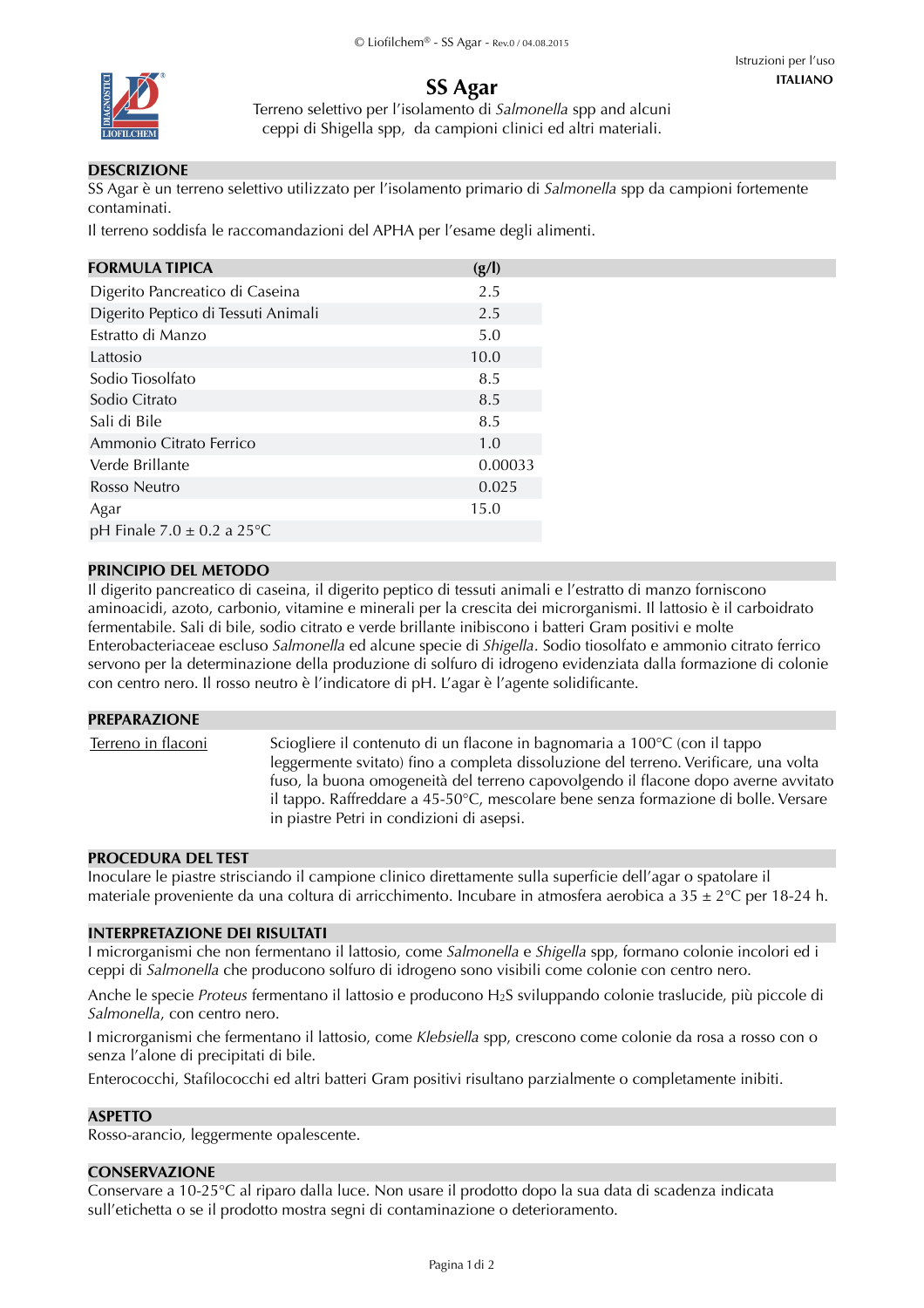Istruzioni per l'uso
**ITALIANO**

# SS Agar

Terreno selettivo per l'isolamento di *Salmonella* spp and alcuni ceppi di Shigella spp, da campioni clinici ed altri materiali.

## DESCRIZIONE

SS Agar è un terreno selettivo utilizzato per l'isolamento primario di *Salmonella* spp da campioni fortemente contaminati.

Il terreno soddisfa le raccomandazioni del APHA per l'esame degli alimenti.

| FORMULA TIPICA | (g/l) |
|---|---|
| Digerito Pancreatico di Caseina | 2.5 |
| Digerito Peptico di Tessuti Animali | 2.5 |
| Estratto di Manzo | 5.0 |
| Lattosio | 10.0 |
| Sodio Tiosolfato | 8.5 |
| Sodio Citrato | 8.5 |
| Sali di Bile | 8.5 |
| Ammonio Citrato Ferrico | 1.0 |
| Verde Brillante | 0.00033 |
| Rosso Neutro | 0.025 |
| Agar | 15.0 |
| pH Finale 7.0 ± 0.2 a 25°C | |

## PRINCIPIO DEL METODO

Il digerito pancreatico di caseina, il digerito peptico di tessuti animali e l'estratto di manzo forniscono aminoacidi, azoto, carbonio, vitamine e minerali per la crescita dei microrganismi. Il lattosio è il carboidrato fermentabile. Sali di bile, sodio citrato e verde brillante inibiscono i batteri Gram positivi e molte Enterobacteriaceae escluso *Salmonella* ed alcune specie di *Shigella*. Sodio tiosolfato e ammonio citrato ferrico servono per la determinazione della produzione di solfuro di idrogeno evidenziata dalla formazione di colonie con centro nero. Il rosso neutro è l'indicatore di pH. L'agar è l'agente solidificante.

## PREPARAZIONE

| | |
|---|---|
| Terreno in flaconi | Sciogliere il contenuto di un flacone in bagnomaria a 100°C (con il tappo leggermente svitato) fino a completa dissoluzione del terreno. Verificare, una volta fuso, la buona omogeneità del terreno capovolgendo il flacone dopo averne avvitato il tappo. Raffreddare a 45-50°C, mescolare bene senza formazione di bolle. Versare in piastre Petri in condizioni di asepsi. |

## PROCEDURA DEL TEST

Inoculare le piastre strisciando il campione clinico direttamente sulla superficie dell'agar o spatolare il materiale proveniente da una coltura di arricchimento. Incubare in atmosfera aerobica a 35 ± 2°C per 18-24 h.

## INTERPRETAZIONE DEI RISULTATI

I microrganismi che non fermentano il lattosio, come *Salmonella* e *Shigella* spp, formano colonie incolori ed i ceppi di *Salmonella* che producono solfuro di idrogeno sono visibili come colonie con centro nero.

Anche le specie *Proteus* fermentano il lattosio e producono $H_2S$ sviluppando colonie traslucide, più piccole di *Salmonella*, con centro nero.

I microrganismi che fermentano il lattosio, come *Klebsiella* spp, crescono come colonie da rosa a rosso con o senza l'alone di precipitati di bile.

Enterococchi, Stafilococchi ed altri batteri Gram positivi risultano parzialmente o completamente inibiti.

## ASPETTO

Rosso-arancio, leggermente opalescente.

## CONSERVAZIONE

Conservare a 10-25°C al riparo dalla luce. Non usare il prodotto dopo la sua data di scadenza indicata sull'etichetta o se il prodotto mostra segni di contaminazione o deterioramento.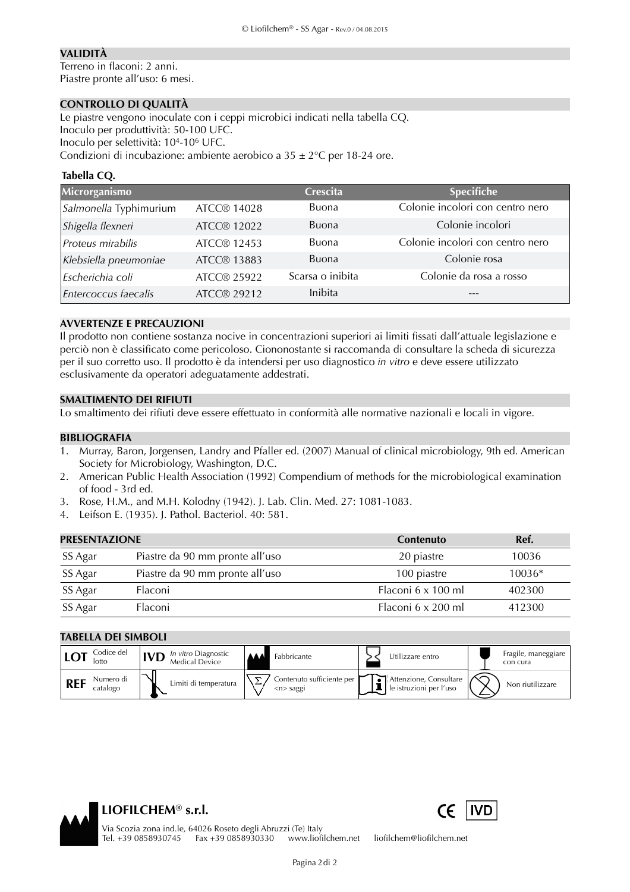## VALIDITÀ

Terreno in flaconi: 2 anni.
Piastre pronte all'uso: 6 mesi.

## CONTROLLO DI QUALITÀ

Le piastre vengono inoculate con i ceppi microbici indicati nella tabella CQ.
Inoculo per produttività: 50-100 UFC.
Inoculo per selettività: $10^4$-$10^6$ UFC.
Condizioni di incubazione: ambiente aerobico a 35 ± 2°C per 18-24 ore.

**Tabella CQ.**

| Microrganismo | | Crescita | Specifiche |
|---|---|---|---|
| *Salmonella* Typhimurium | ATCC® 14028 | Buona | Colonie incolori con centro nero |
| *Shigella flexneri* | ATCC® 12022 | Buona | Colonie incolori |
| *Proteus mirabilis* | ATCC® 12453 | Buona | Colonie incolori con centro nero |
| *Klebsiella pneumoniae* | ATCC® 13883 | Buona | Colonie rosa |
| *Escherichia coli* | ATCC® 25922 | Scarsa o inibita | Colonie da rosa a rosso |
| *Entercoccus faecalis* | ATCC® 29212 | Inibita | --- |

## AVVERTENZE E PRECAUZIONI

Il prodotto non contiene sostanza nocive in concentrazioni superiori ai limiti fissati dall'attuale legislazione e perciò non è classificato come pericoloso. Ciononostante si raccomanda di consultare la scheda di sicurezza per il suo corretto uso. Il prodotto è da intendersi per uso diagnostico *in vitro* e deve essere utilizzato esclusivamente da operatori adeguatamente addestrati.

## SMALTIMENTO DEI RIFIUTI

Lo smaltimento dei rifiuti deve essere effettuato in conformità alle normative nazionali e locali in vigore.

## BIBLIOGRAFIA

1. Murray, Baron, Jorgensen, Landry and Pfaller ed. (2007) Manual of clinical microbiology, 9th ed. American Society for Microbiology, Washington, D.C.
2. American Public Health Association (1992) Compendium of methods for the microbiological examination of food - 3rd ed.
3. Rose, H.M., and M.H. Kolodny (1942). J. Lab. Clin. Med. 27: 1081-1083.
4. Leifson E. (1935). J. Pathol. Bacteriol. 40: 581.

| PRESENTAZIONE | | Contenuto | Ref. |
|---|---|---|---|
| SS Agar | Piastre da 90 mm pronte all'uso | 20 piastre | 10036 |
| SS Agar | Piastre da 90 mm pronte all'uso | 100 piastre | 10036* |
| SS Agar | Flaconi | Flaconi 6 x 100 ml | 402300 |
| SS Agar | Flaconi | Flaconi 6 x 200 ml | 412300 |

## TABELLA DEI SIMBOLI

| | | | | |
|---|---|---|---|---|
| LOT Codice del lotto | IVD *In vitro* Diagnostic Medical Device | Fabbricante | Utilizzare entro | Fragile, maneggiare con cura |
| REF Numero di catalogo | Limiti di temperatura | Contenuto sufficiente per <n> saggi | Attenzione, Consultare le istruzioni per l'uso | Non riutilizzare |

**LIOFILCHEM® s.r.l.**

Via Scozia zona ind.le, 64026 Roseto degli Abruzzi (Te) Italy
Tel. +39 0858930745 Fax +39 0858930330 www.liofilchem.net liofilchem@liofilchem.net

CE IVD